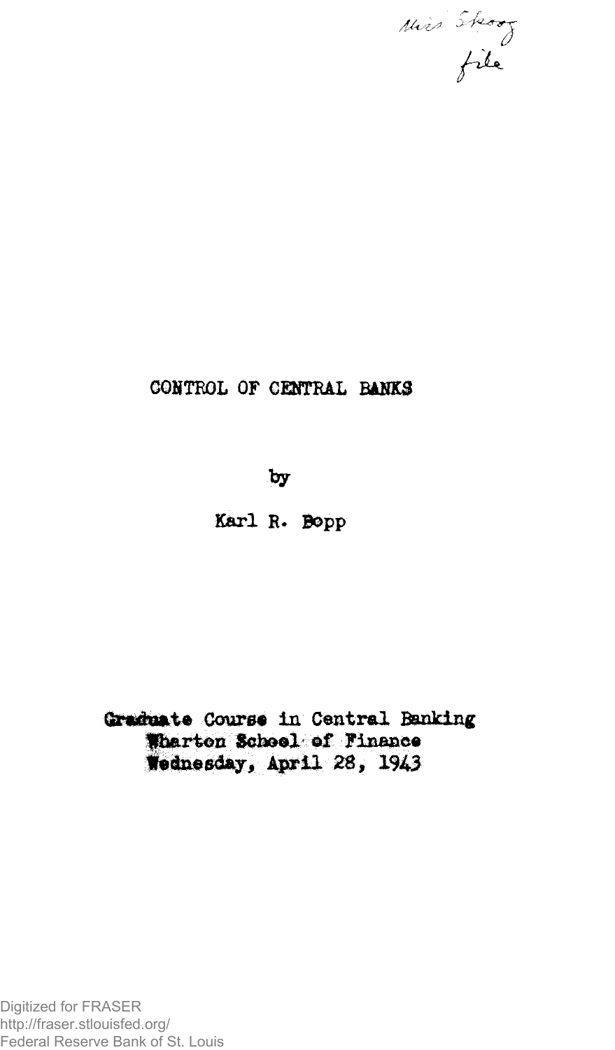Miss Skoog
file

# CONTROL OF CENTRAL BANKS

by

Karl R. Bopp

Graduate Course in Central Banking
Wharton School of Finance
Wednesday, April 28, 1943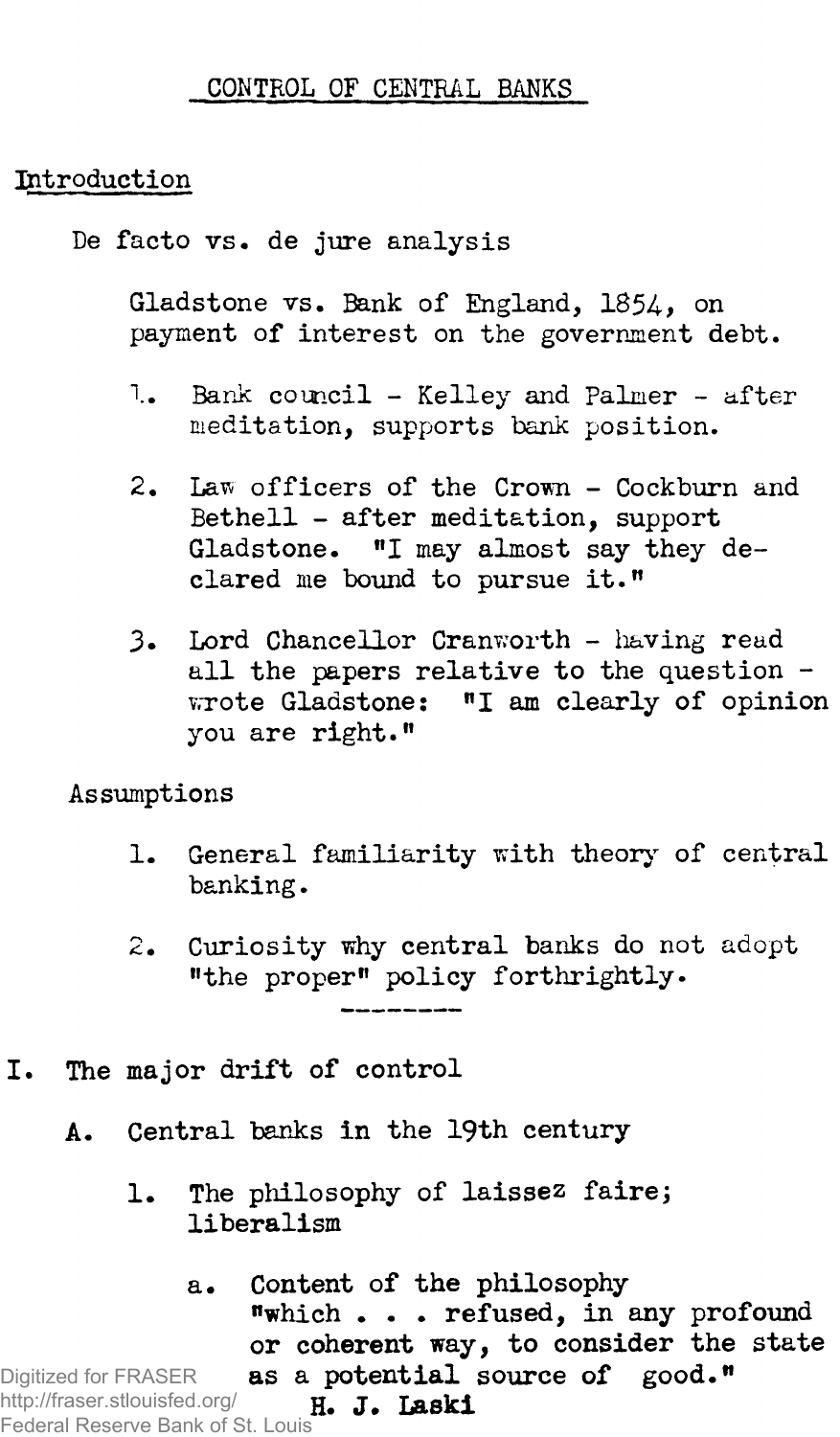## CONTROL OF CENTRAL BANKS

### Introduction

De facto vs. de jure analysis

Gladstone vs. Bank of England, 1854, on payment of interest on the government debt.

1. Bank council - Kelley and Palmer - after meditation, supports bank position.

2. Law officers of the Crown - Cockburn and Bethell - after meditation, support Gladstone. "I may almost say they declared me bound to pursue it."

3. Lord Chancellor Cranworth - having read all the papers relative to the question - wrote Gladstone: "I am clearly of opinion you are right."

Assumptions

1. General familiarity with theory of central banking.

2. Curiosity why central banks do not adopt "the proper" policy forthrightly.

---

I. The major drift of control

A. Central banks in the 19th century

1. The philosophy of laissez faire; liberalism

a. Content of the philosophy
"which . . . refused, in any profound or coherent way, to consider the state as a potential source of good."
H. J. Laski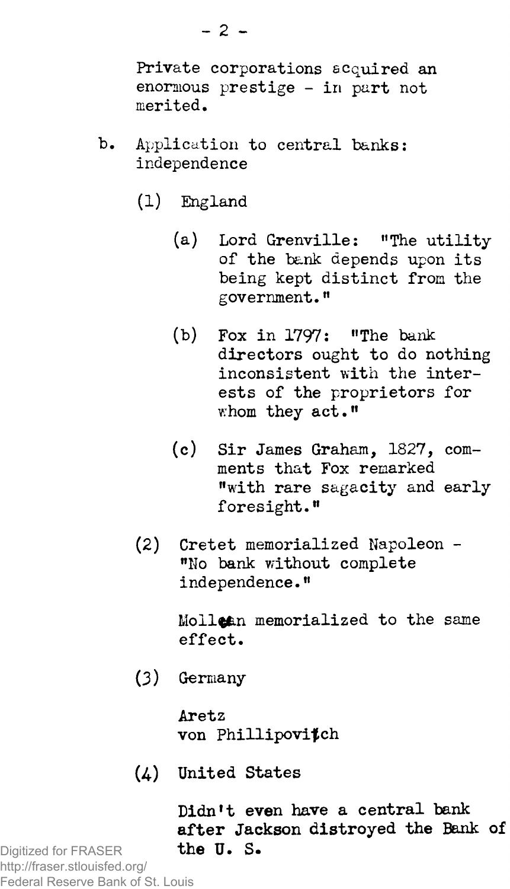Private corporations acquired an enormous prestige - in part not merited.

b. Application to central banks: independence

   (1) England

      (a) Lord Grenville: "The utility of the bank depends upon its being kept distinct from the government."

      (b) Fox in 1797: "The bank directors ought to do nothing inconsistent with the interests of the proprietors for whom they act."

      (c) Sir James Graham, 1827, comments that Fox remarked "with rare sagacity and early foresight."

   (2) Cretet memorialized Napoleon - "No bank without complete independence."

      Mollean memorialized to the same effect.

   (3) Germany

      Aretz
      von Phillipovitch

   (4) United States

      **Didn't even have a central bank after Jackson distroyed the Bank of the U. S.**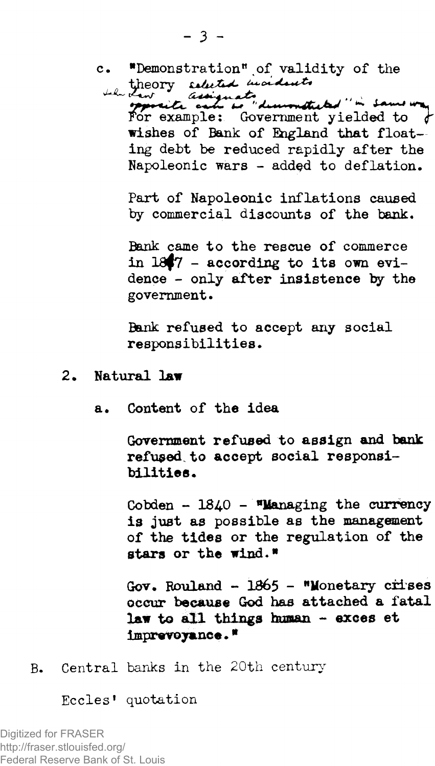c. "Demonstration" of validity of the theory selected incidents

John Law — assignats — opposite can be "demonstrated" in same way

For example: Government yielded to wishes of Bank of England that floating debt be reduced rapidly after the Napoleonic wars - added to deflation.

Part of Napoleonic inflations caused by commercial discounts of the bank.

Bank came to the rescue of commerce in 1847 - according to its own evidence - only after insistence by the government.

Bank refused to accept any social responsibilities.

2. **Natural law**

   a. **Content of the idea**

   **Government refused to assign and bank refused to accept social responsibilities.**

   Cobden - 1840 - "**Managing the currency is just as possible as the management of the tides or the regulation of the stars or the wind.**"

   Gov. Rouland - 1865 - "**Monetary crises occur because God has attached a fatal law to all things human - exces et imprevoyance.**"

B. Central banks in the 20th century

Eccles' quotation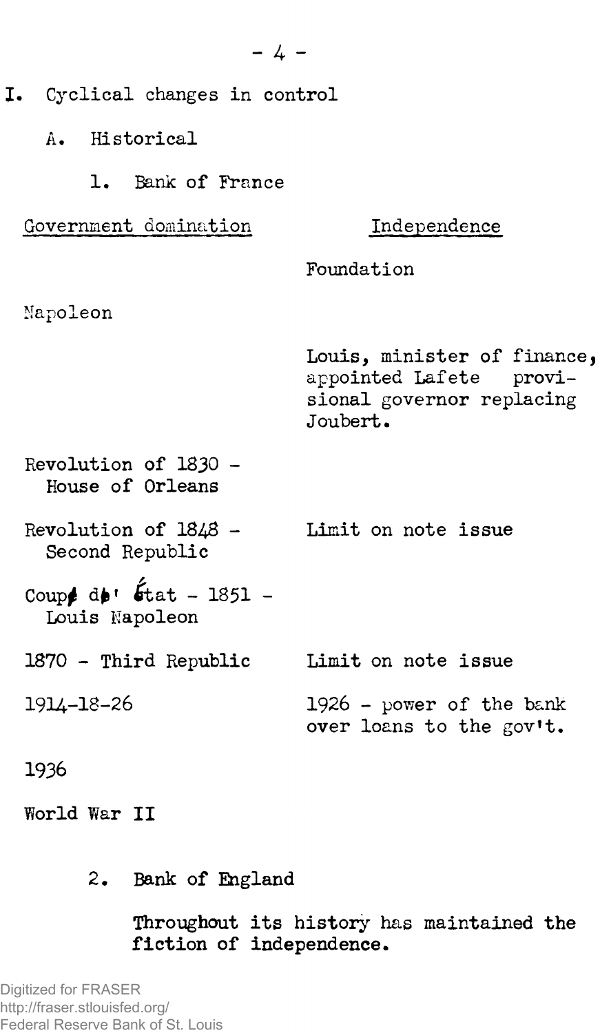I. Cyclical changes in control

A. Historical

1. Bank of France

| Government domination | Independence |
|---|---|
| | Foundation |
| Napoleon | |
| | Louis, minister of finance, appointed Lafete provisional governor replacing Joubert. |
| Revolution of 1830 - House of Orleans | |
| Revolution of 1848 - Second Republic | Limit on note issue |
| Coup d'état - 1851 - Louis Napoleon | |
| 1870 - Third Republic | Limit on note issue |
| 1914-18-26 | 1926 - power of the bank over loans to the gov't. |
| 1936 | |
| World War II | |

2. Bank of England

Throughout its history has maintained the fiction of independence.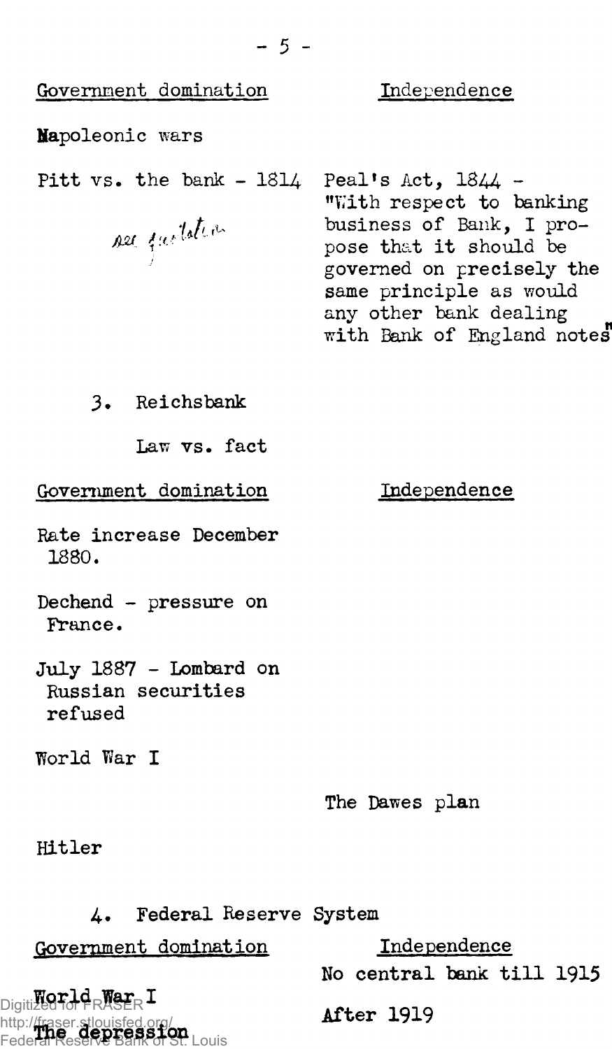| Government domination | Independence |
| --- | --- |
| Napoleonic wars | |
| Pitt vs. the bank - 1814 <br> see quotation | Peal's Act, 1844 - "With respect to banking business of Bank, I propose that it should be governed on precisely the same principle as would any other bank dealing with Bank of England notes" |

3. Reichsbank

Law vs. fact

| Government domination | Independence |
| --- | --- |
| Rate increase December 1880. | |
| Dechend - pressure on France. | |
| July 1887 - Lombard on Russian securities refused | |
| World War I | |
| | The Dawes plan |
| Hitler | |

4. Federal Reserve System

| Government domination | Independence |
| --- | --- |
| | No central bank till 1915 |
| **World War I** | |
| **The depression** | **After 1919** |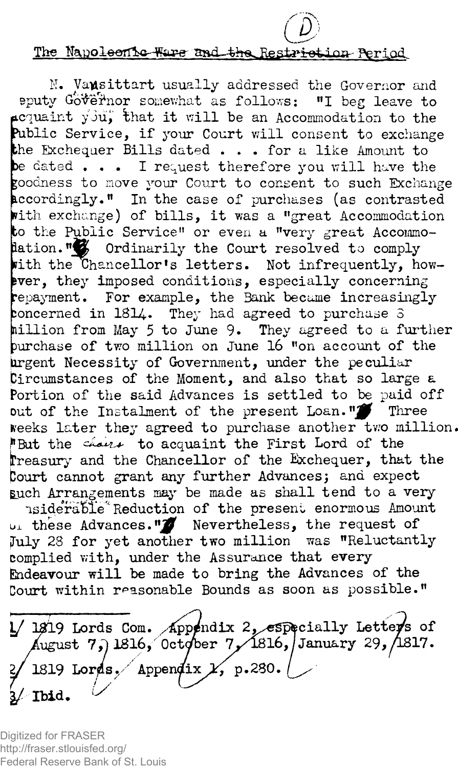(D)

## The Napoleonic Wars and the Restriction Period

N. Vansittart usually addressed the Governor and Deputy Governor somewhat as follows: "I beg leave to acquaint you, that it will be an Accommodation to the Public Service, if your Court will consent to exchange the Exchequer Bills dated . . . for a like Amount to be dated . . . I request therefore you will have the goodness to move your Court to consent to such Exchange accordingly." In the case of purchases (as contrasted with exchange) of bills, it was a "great Accommodation to the Public Service" or even a "very great Accommodation."[1] Ordinarily the Court resolved to comply with the Chancellor's letters. Not infrequently, however, they imposed conditions, especially concerning repayment. For example, the Bank became increasingly concerned in 1814. They had agreed to purchase 8 million from May 5 to June 9. They agreed to a further purchase of two million on June 16 "on account of the urgent Necessity of Government, under the peculiar Circumstances of the Moment, and also that so large a Portion of the said Advances is settled to be paid off out of the Instalment of the present Loan."[2] Three weeks later they agreed to purchase another two million. "But the Chairs to acquaint the First Lord of the Treasury and the Chancellor of the Exchequer, that the Court cannot grant any further Advances; and expect such Arrangements may be made as shall tend to a very considerable Reduction of the present enormous Amount of these Advances."[3] Nevertheless, the request of July 28 for yet another two million was "Reluctantly complied with, under the Assurance that every Endeavour will be made to bring the Advances of the Court within reasonable Bounds as soon as possible."

---

1/ 1819 Lords Com. Appendix 2, especially Letters of August 7, 1816, October 7, 1816, January 29, 1817.

2/ 1819 Lords. Appendix 1, p.280.

3/ Ibid.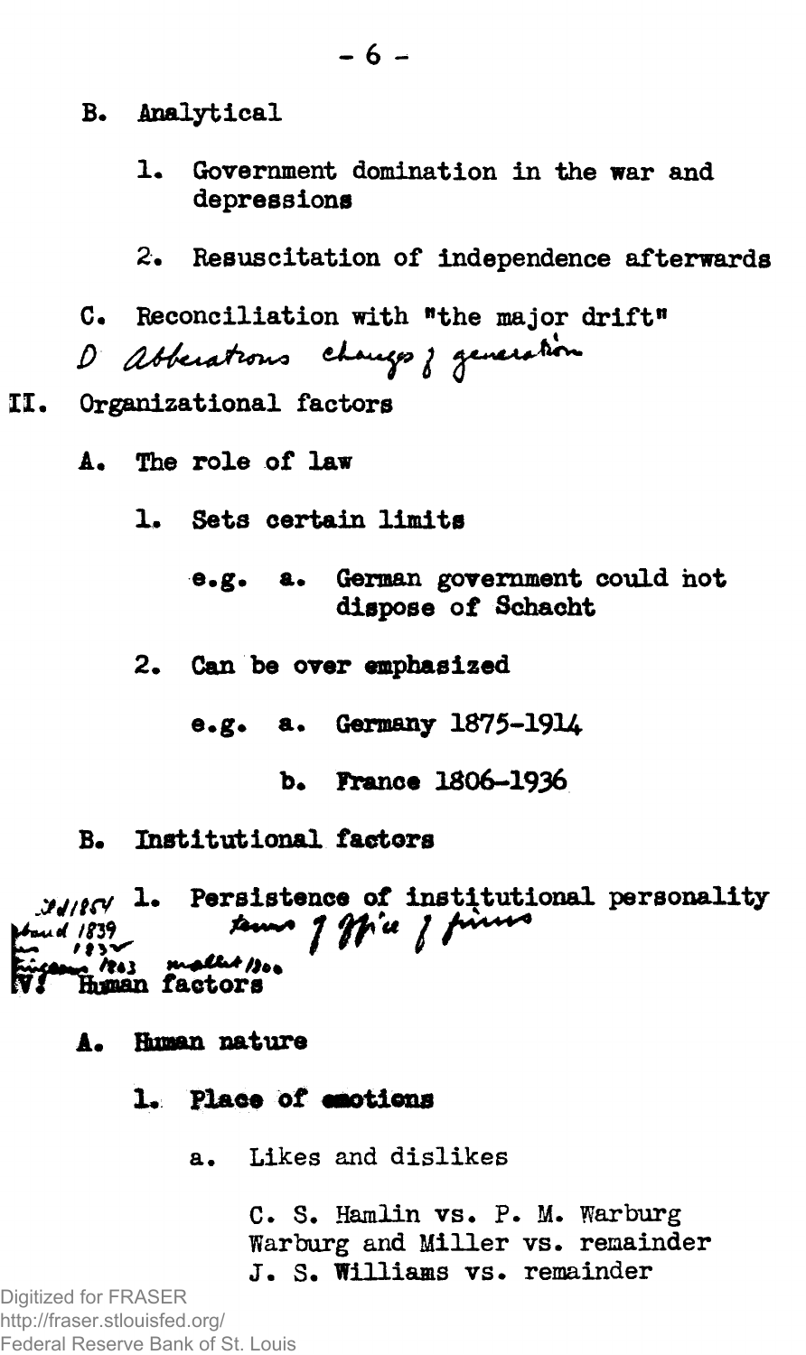B. Analytical

1. Government domination in the war and depressions

2. Resuscitation of independence afterwards

C. Reconciliation with "the major drift"

D Alterations changes of generation

III. Organizational factors

A. The role of law

1. Sets certain limits

e.g. a. German government could not dispose of Schacht

2. Can be over emphasized

e.g. a. Germany 1875-1914

b. France 1806-1936

B. Institutional factors

1. Persistence of institutional personality

terms of office of firms

1854
1839
183
1803 1800

IV. Human factors

A. Human nature

1. Place of emotions

a. Likes and dislikes

C. S. Hamlin vs. P. M. Warburg
Warburg and Miller vs. remainder
J. S. Williams vs. remainder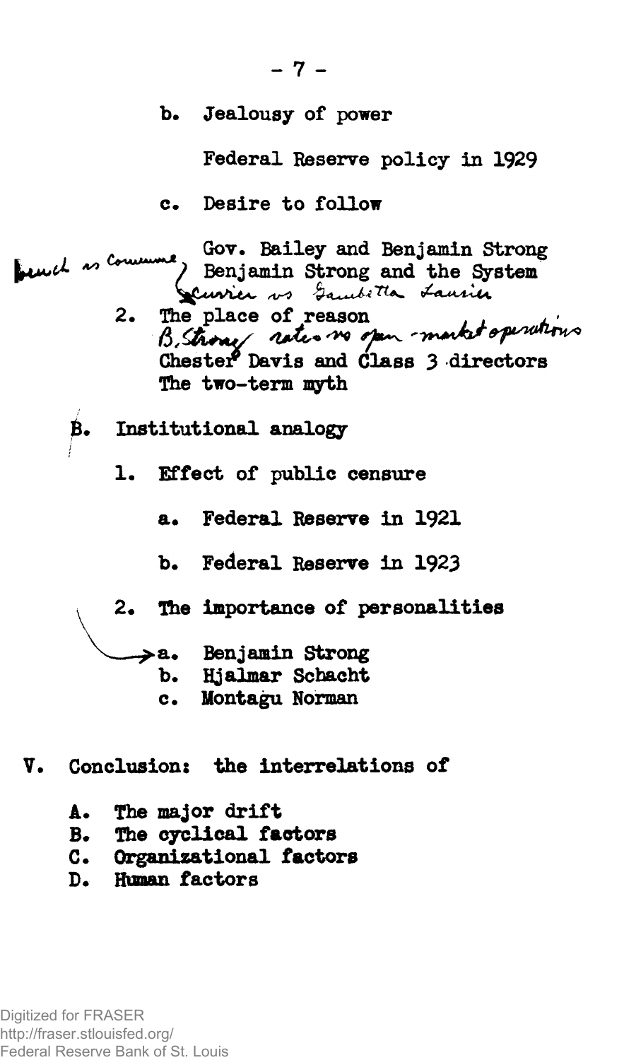b. Jealousy of power

Federal Reserve policy in 1929

c. Desire to follow

French as Commune / Gov. Bailey and Benjamin Strong
Benjamin Strong and the System
Currier vs Gambetta Laurier

2. The place of reason
B. Strong rates vs open-market operations
Chester Davis and Class 3 directors
The two-term myth

B. Institutional analogy

1. Effect of public censure

   a. Federal Reserve in 1921

   b. Federal Reserve in 1923

2. The importance of personalities

   a. Benjamin Strong
   b. Hjalmar Schacht
   c. Montagu Norman

V. Conclusion: the interrelations of

   A. The major drift
   B. The cyclical factors
   C. Organizational factors
   D. Human factors

Digitized for FRASER
http://fraser.stlouisfed.org/
Federal Reserve Bank of St. Louis